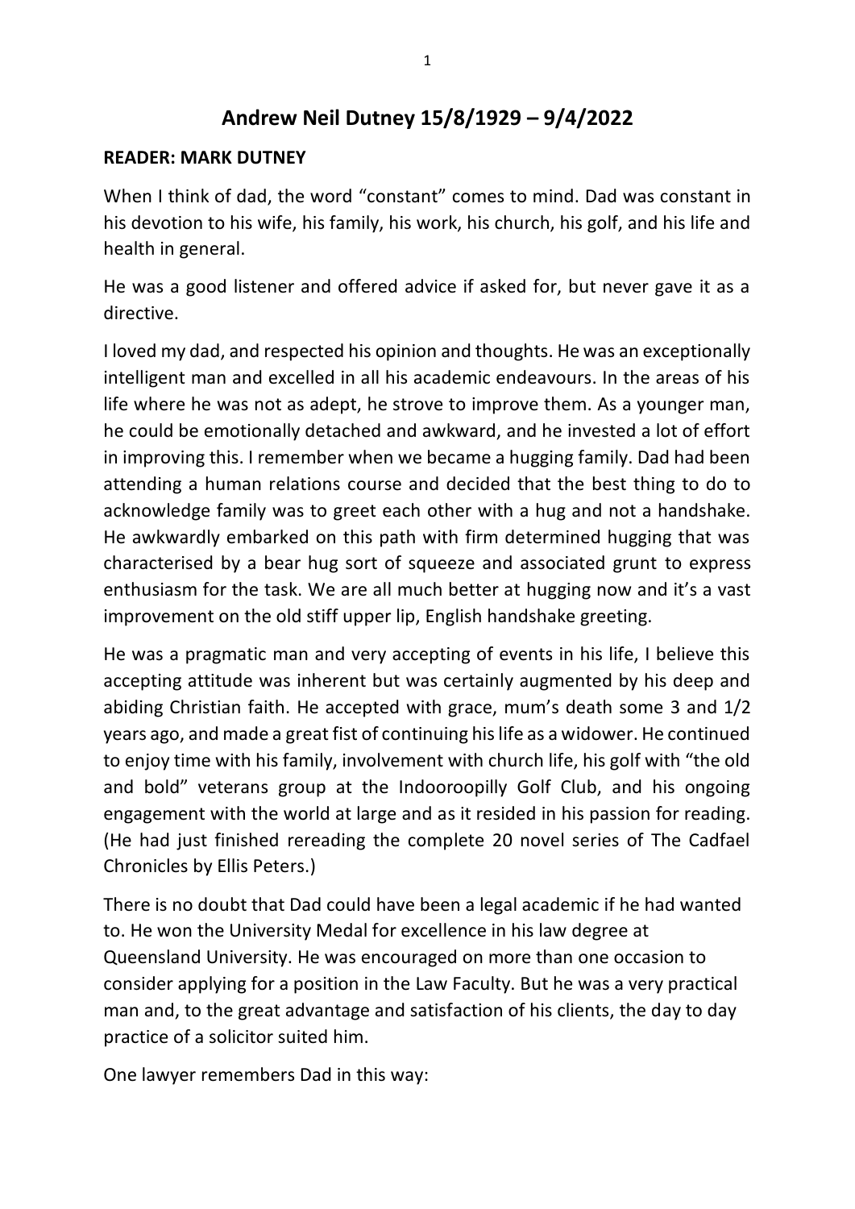# Andrew Neil Dutney 15/8/1929 – 9/4/2022

**READER: MARK DUTNEY**

When I think of dad, the word "constant" comes to mind. Dad was constant in his devotion to his wife, his family, his work, his church, his golf, and his life and health in general.

He was a good listener and offered advice if asked for, but never gave it as a directive.

I loved my dad, and respected his opinion and thoughts. He was an exceptionally intelligent man and excelled in all his academic endeavours. In the areas of his life where he was not as adept, he strove to improve them. As a younger man, he could be emotionally detached and awkward, and he invested a lot of effort in improving this. I remember when we became a hugging family. Dad had been attending a human relations course and decided that the best thing to do to acknowledge family was to greet each other with a hug and not a handshake. He awkwardly embarked on this path with firm determined hugging that was characterised by a bear hug sort of squeeze and associated grunt to express enthusiasm for the task. We are all much better at hugging now and it's a vast improvement on the old stiff upper lip, English handshake greeting.

He was a pragmatic man and very accepting of events in his life, I believe this accepting attitude was inherent but was certainly augmented by his deep and abiding Christian faith. He accepted with grace, mum's death some 3 and 1/2 years ago, and made a great fist of continuing his life as a widower. He continued to enjoy time with his family, involvement with church life, his golf with "the old and bold" veterans group at the Indooroopilly Golf Club, and his ongoing engagement with the world at large and as it resided in his passion for reading. (He had just finished rereading the complete 20 novel series of The Cadfael Chronicles by Ellis Peters.)

There is no doubt that Dad could have been a legal academic if he had wanted to. He won the University Medal for excellence in his law degree at Queensland University. He was encouraged on more than one occasion to consider applying for a position in the Law Faculty. But he was a very practical man and, to the great advantage and satisfaction of his clients, the day to day practice of a solicitor suited him.

One lawyer remembers Dad in this way: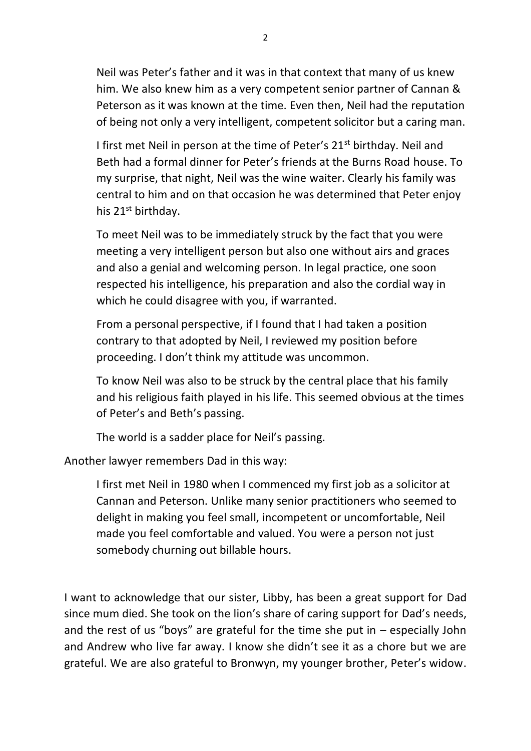> Neil was Peter's father and it was in that context that many of us knew him. We also knew him as a very competent senior partner of Cannan & Peterson as it was known at the time. Even then, Neil had the reputation of being not only a very intelligent, competent solicitor but a caring man.
>
> I first met Neil in person at the time of Peter's 21st birthday. Neil and Beth had a formal dinner for Peter's friends at the Burns Road house. To my surprise, that night, Neil was the wine waiter. Clearly his family was central to him and on that occasion he was determined that Peter enjoy his 21st birthday.
>
> To meet Neil was to be immediately struck by the fact that you were meeting a very intelligent person but also one without airs and graces and also a genial and welcoming person. In legal practice, one soon respected his intelligence, his preparation and also the cordial way in which he could disagree with you, if warranted.
>
> From a personal perspective, if I found that I had taken a position contrary to that adopted by Neil, I reviewed my position before proceeding. I don't think my attitude was uncommon.
>
> To know Neil was also to be struck by the central place that his family and his religious faith played in his life. This seemed obvious at the times of Peter's and Beth's passing.
>
> The world is a sadder place for Neil's passing.

Another lawyer remembers Dad in this way:

> I first met Neil in 1980 when I commenced my first job as a solicitor at Cannan and Peterson. Unlike many senior practitioners who seemed to delight in making you feel small, incompetent or uncomfortable, Neil made you feel comfortable and valued. You were a person not just somebody churning out billable hours.

I want to acknowledge that our sister, Libby, has been a great support for Dad since mum died. She took on the lion's share of caring support for Dad's needs, and the rest of us "boys" are grateful for the time she put in – especially John and Andrew who live far away. I know she didn't see it as a chore but we are grateful. We are also grateful to Bronwyn, my younger brother, Peter's widow.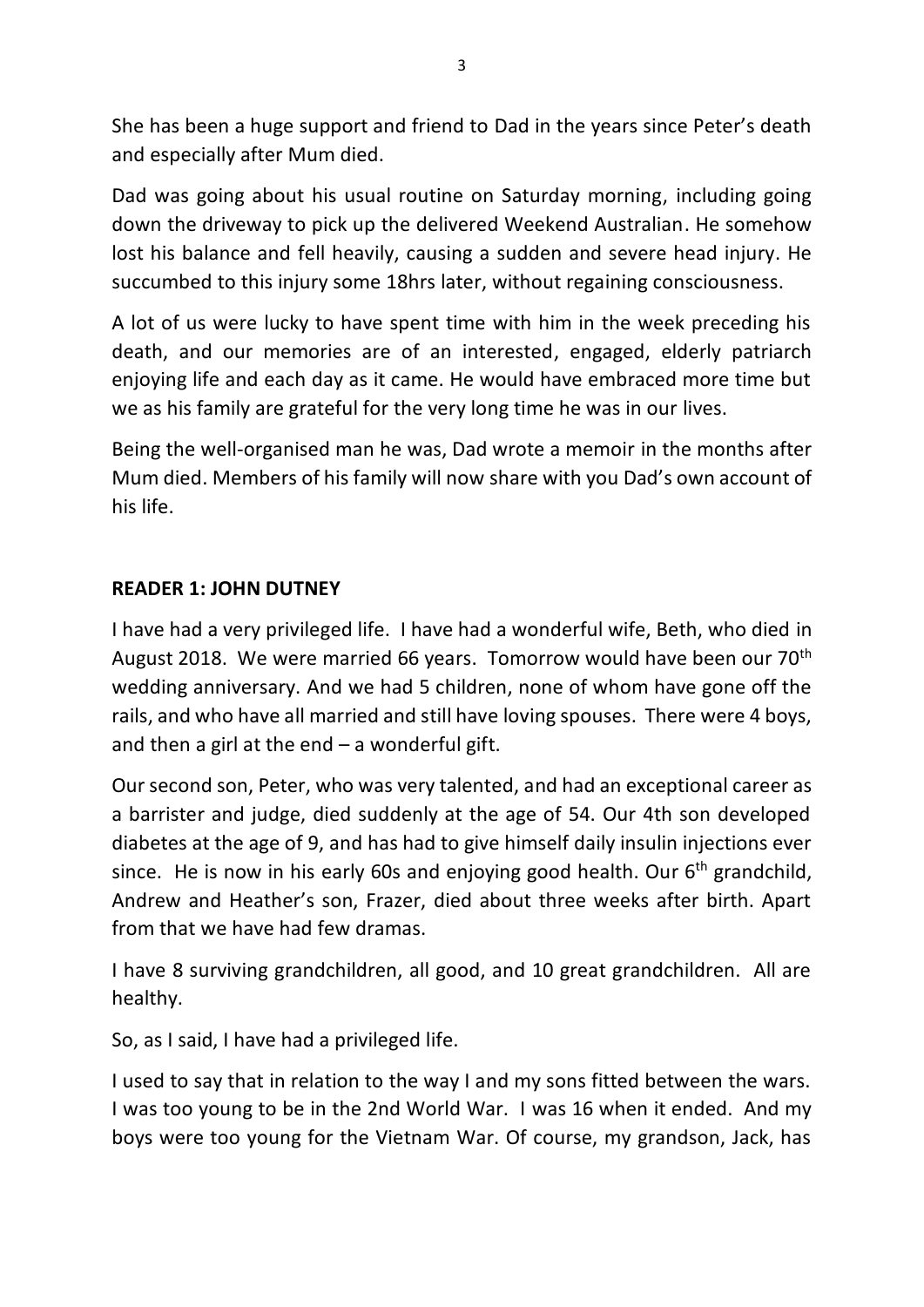She has been a huge support and friend to Dad in the years since Peter's death and especially after Mum died.

Dad was going about his usual routine on Saturday morning, including going down the driveway to pick up the delivered Weekend Australian. He somehow lost his balance and fell heavily, causing a sudden and severe head injury. He succumbed to this injury some 18hrs later, without regaining consciousness.

A lot of us were lucky to have spent time with him in the week preceding his death, and our memories are of an interested, engaged, elderly patriarch enjoying life and each day as it came. He would have embraced more time but we as his family are grateful for the very long time he was in our lives.

Being the well-organised man he was, Dad wrote a memoir in the months after Mum died. Members of his family will now share with you Dad's own account of his life.

**READER 1: JOHN DUTNEY**

I have had a very privileged life. I have had a wonderful wife, Beth, who died in August 2018. We were married 66 years. Tomorrow would have been our 70th wedding anniversary. And we had 5 children, none of whom have gone off the rails, and who have all married and still have loving spouses. There were 4 boys, and then a girl at the end – a wonderful gift.

Our second son, Peter, who was very talented, and had an exceptional career as a barrister and judge, died suddenly at the age of 54. Our 4th son developed diabetes at the age of 9, and has had to give himself daily insulin injections ever since. He is now in his early 60s and enjoying good health. Our 6th grandchild, Andrew and Heather's son, Frazer, died about three weeks after birth. Apart from that we have had few dramas.

I have 8 surviving grandchildren, all good, and 10 great grandchildren. All are healthy.

So, as I said, I have had a privileged life.

I used to say that in relation to the way I and my sons fitted between the wars. I was too young to be in the 2nd World War. I was 16 when it ended. And my boys were too young for the Vietnam War. Of course, my grandson, Jack, has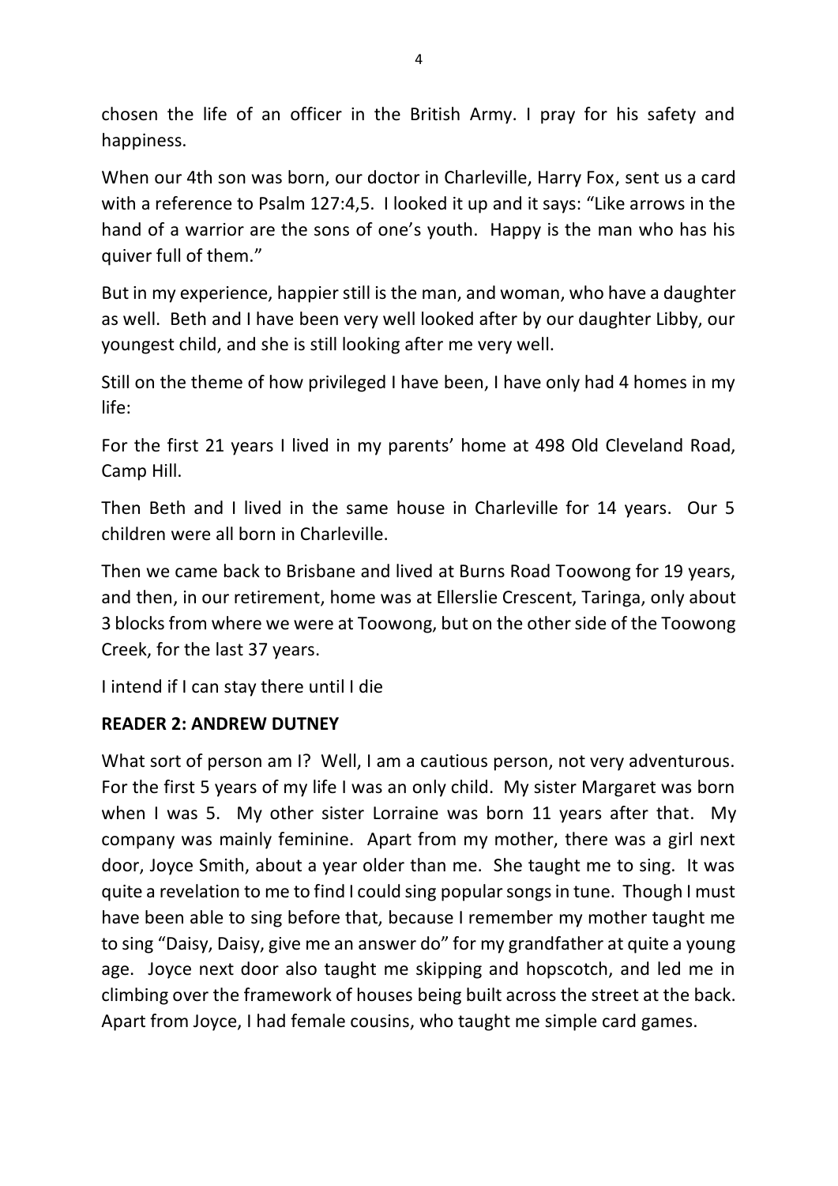chosen the life of an officer in the British Army. I pray for his safety and happiness.

When our 4th son was born, our doctor in Charleville, Harry Fox, sent us a card with a reference to Psalm 127:4,5. I looked it up and it says: "Like arrows in the hand of a warrior are the sons of one's youth. Happy is the man who has his quiver full of them."

But in my experience, happier still is the man, and woman, who have a daughter as well. Beth and I have been very well looked after by our daughter Libby, our youngest child, and she is still looking after me very well.

Still on the theme of how privileged I have been, I have only had 4 homes in my life:

For the first 21 years I lived in my parents' home at 498 Old Cleveland Road, Camp Hill.

Then Beth and I lived in the same house in Charleville for 14 years. Our 5 children were all born in Charleville.

Then we came back to Brisbane and lived at Burns Road Toowong for 19 years, and then, in our retirement, home was at Ellerslie Crescent, Taringa, only about 3 blocks from where we were at Toowong, but on the other side of the Toowong Creek, for the last 37 years.

I intend if I can stay there until I die

**READER 2: ANDREW DUTNEY**

What sort of person am I? Well, I am a cautious person, not very adventurous. For the first 5 years of my life I was an only child. My sister Margaret was born when I was 5. My other sister Lorraine was born 11 years after that. My company was mainly feminine. Apart from my mother, there was a girl next door, Joyce Smith, about a year older than me. She taught me to sing. It was quite a revelation to me to find I could sing popular songs in tune. Though I must have been able to sing before that, because I remember my mother taught me to sing "Daisy, Daisy, give me an answer do" for my grandfather at quite a young age. Joyce next door also taught me skipping and hopscotch, and led me in climbing over the framework of houses being built across the street at the back. Apart from Joyce, I had female cousins, who taught me simple card games.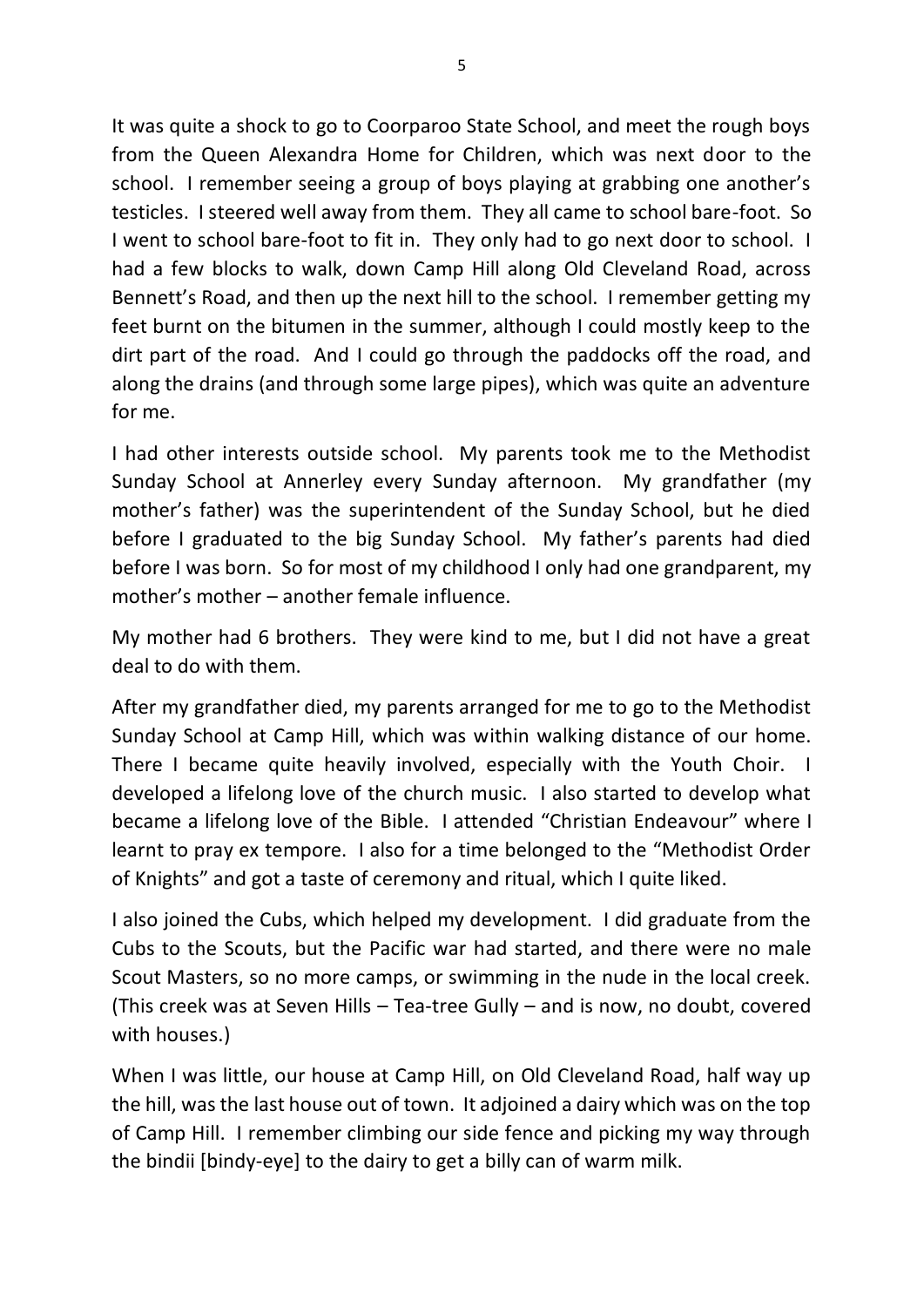It was quite a shock to go to Coorparoo State School, and meet the rough boys from the Queen Alexandra Home for Children, which was next door to the school. I remember seeing a group of boys playing at grabbing one another's testicles. I steered well away from them. They all came to school bare-foot. So I went to school bare-foot to fit in. They only had to go next door to school. I had a few blocks to walk, down Camp Hill along Old Cleveland Road, across Bennett's Road, and then up the next hill to the school. I remember getting my feet burnt on the bitumen in the summer, although I could mostly keep to the dirt part of the road. And I could go through the paddocks off the road, and along the drains (and through some large pipes), which was quite an adventure for me.

I had other interests outside school. My parents took me to the Methodist Sunday School at Annerley every Sunday afternoon. My grandfather (my mother's father) was the superintendent of the Sunday School, but he died before I graduated to the big Sunday School. My father's parents had died before I was born. So for most of my childhood I only had one grandparent, my mother's mother – another female influence.

My mother had 6 brothers. They were kind to me, but I did not have a great deal to do with them.

After my grandfather died, my parents arranged for me to go to the Methodist Sunday School at Camp Hill, which was within walking distance of our home. There I became quite heavily involved, especially with the Youth Choir. I developed a lifelong love of the church music. I also started to develop what became a lifelong love of the Bible. I attended "Christian Endeavour" where I learnt to pray ex tempore. I also for a time belonged to the "Methodist Order of Knights" and got a taste of ceremony and ritual, which I quite liked.

I also joined the Cubs, which helped my development. I did graduate from the Cubs to the Scouts, but the Pacific war had started, and there were no male Scout Masters, so no more camps, or swimming in the nude in the local creek. (This creek was at Seven Hills – Tea-tree Gully – and is now, no doubt, covered with houses.)

When I was little, our house at Camp Hill, on Old Cleveland Road, half way up the hill, was the last house out of town. It adjoined a dairy which was on the top of Camp Hill. I remember climbing our side fence and picking my way through the bindii [bindy-eye] to the dairy to get a billy can of warm milk.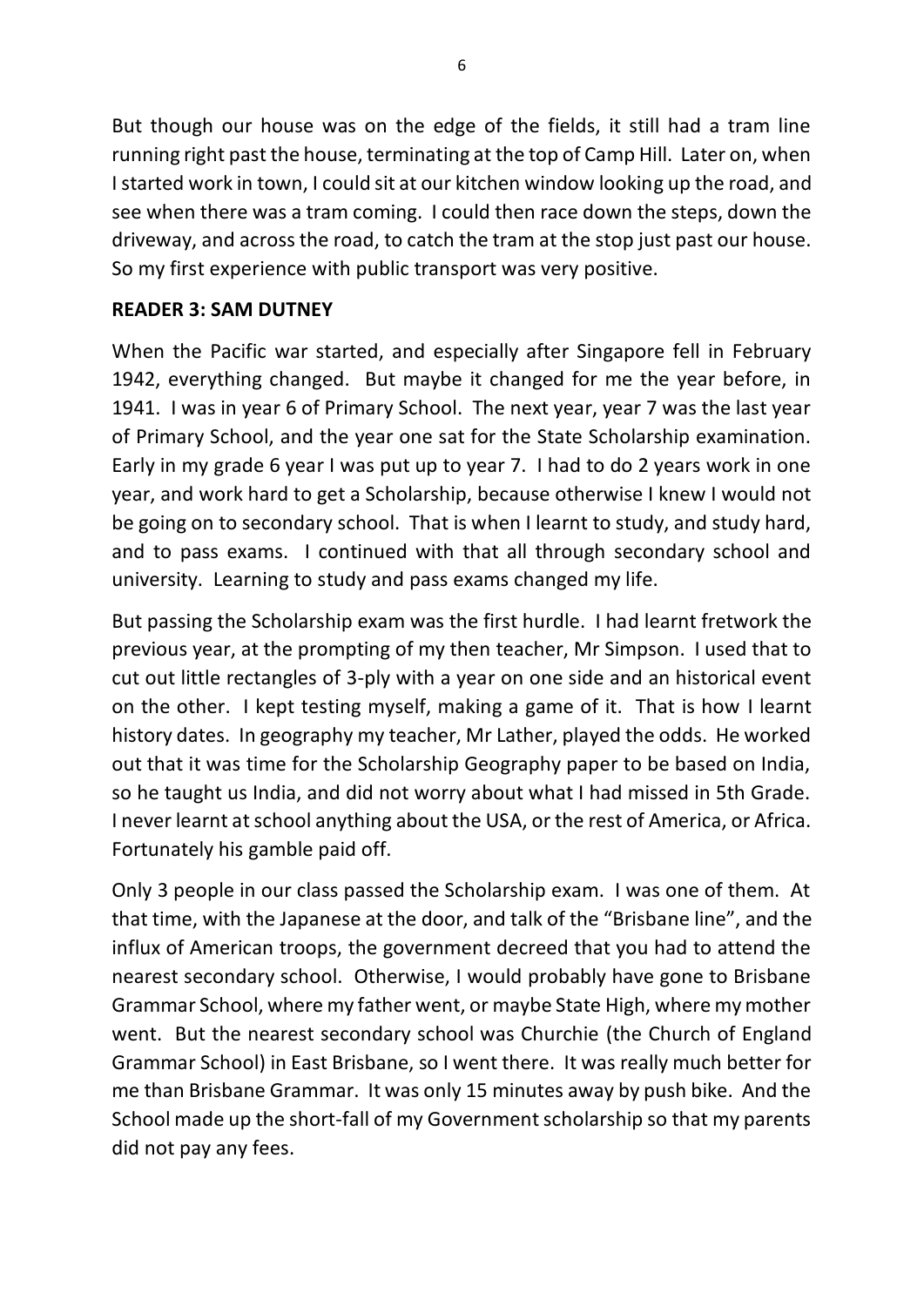But though our house was on the edge of the fields, it still had a tram line running right past the house, terminating at the top of Camp Hill. Later on, when I started work in town, I could sit at our kitchen window looking up the road, and see when there was a tram coming. I could then race down the steps, down the driveway, and across the road, to catch the tram at the stop just past our house. So my first experience with public transport was very positive.

**READER 3: SAM DUTNEY**

When the Pacific war started, and especially after Singapore fell in February 1942, everything changed. But maybe it changed for me the year before, in 1941. I was in year 6 of Primary School. The next year, year 7 was the last year of Primary School, and the year one sat for the State Scholarship examination. Early in my grade 6 year I was put up to year 7. I had to do 2 years work in one year, and work hard to get a Scholarship, because otherwise I knew I would not be going on to secondary school. That is when I learnt to study, and study hard, and to pass exams. I continued with that all through secondary school and university. Learning to study and pass exams changed my life.

But passing the Scholarship exam was the first hurdle. I had learnt fretwork the previous year, at the prompting of my then teacher, Mr Simpson. I used that to cut out little rectangles of 3-ply with a year on one side and an historical event on the other. I kept testing myself, making a game of it. That is how I learnt history dates. In geography my teacher, Mr Lather, played the odds. He worked out that it was time for the Scholarship Geography paper to be based on India, so he taught us India, and did not worry about what I had missed in 5th Grade. I never learnt at school anything about the USA, or the rest of America, or Africa. Fortunately his gamble paid off.

Only 3 people in our class passed the Scholarship exam. I was one of them. At that time, with the Japanese at the door, and talk of the "Brisbane line", and the influx of American troops, the government decreed that you had to attend the nearest secondary school. Otherwise, I would probably have gone to Brisbane Grammar School, where my father went, or maybe State High, where my mother went. But the nearest secondary school was Churchie (the Church of England Grammar School) in East Brisbane, so I went there. It was really much better for me than Brisbane Grammar. It was only 15 minutes away by push bike. And the School made up the short-fall of my Government scholarship so that my parents did not pay any fees.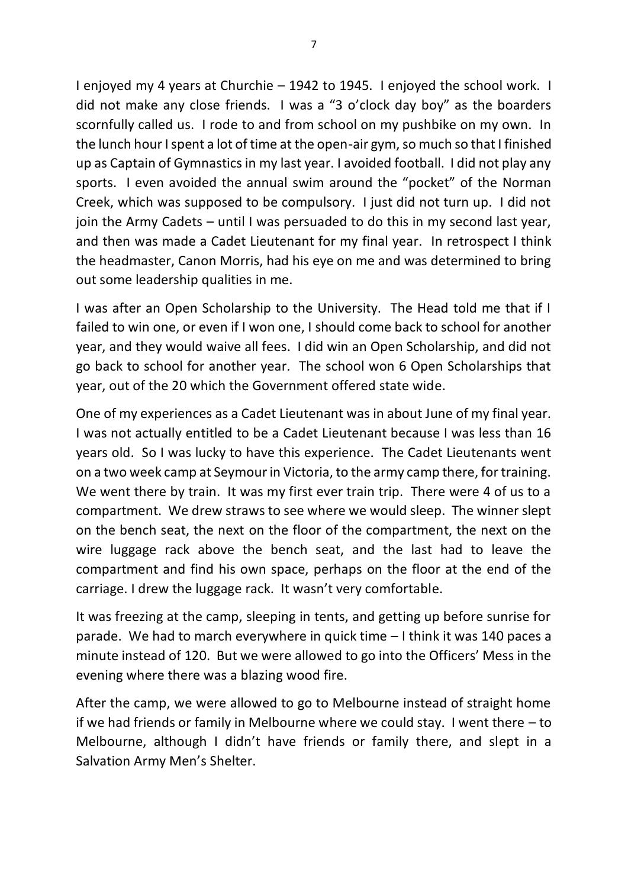I enjoyed my 4 years at Churchie – 1942 to 1945. I enjoyed the school work. I did not make any close friends. I was a "3 o'clock day boy" as the boarders scornfully called us. I rode to and from school on my pushbike on my own. In the lunch hour I spent a lot of time at the open-air gym, so much so that I finished up as Captain of Gymnastics in my last year. I avoided football. I did not play any sports. I even avoided the annual swim around the "pocket" of the Norman Creek, which was supposed to be compulsory. I just did not turn up. I did not join the Army Cadets – until I was persuaded to do this in my second last year, and then was made a Cadet Lieutenant for my final year. In retrospect I think the headmaster, Canon Morris, had his eye on me and was determined to bring out some leadership qualities in me.

I was after an Open Scholarship to the University. The Head told me that if I failed to win one, or even if I won one, I should come back to school for another year, and they would waive all fees. I did win an Open Scholarship, and did not go back to school for another year. The school won 6 Open Scholarships that year, out of the 20 which the Government offered state wide.

One of my experiences as a Cadet Lieutenant was in about June of my final year. I was not actually entitled to be a Cadet Lieutenant because I was less than 16 years old. So I was lucky to have this experience. The Cadet Lieutenants went on a two week camp at Seymour in Victoria, to the army camp there, for training. We went there by train. It was my first ever train trip. There were 4 of us to a compartment. We drew straws to see where we would sleep. The winner slept on the bench seat, the next on the floor of the compartment, the next on the wire luggage rack above the bench seat, and the last had to leave the compartment and find his own space, perhaps on the floor at the end of the carriage. I drew the luggage rack. It wasn't very comfortable.

It was freezing at the camp, sleeping in tents, and getting up before sunrise for parade. We had to march everywhere in quick time – I think it was 140 paces a minute instead of 120. But we were allowed to go into the Officers' Mess in the evening where there was a blazing wood fire.

After the camp, we were allowed to go to Melbourne instead of straight home if we had friends or family in Melbourne where we could stay. I went there – to Melbourne, although I didn't have friends or family there, and slept in a Salvation Army Men's Shelter.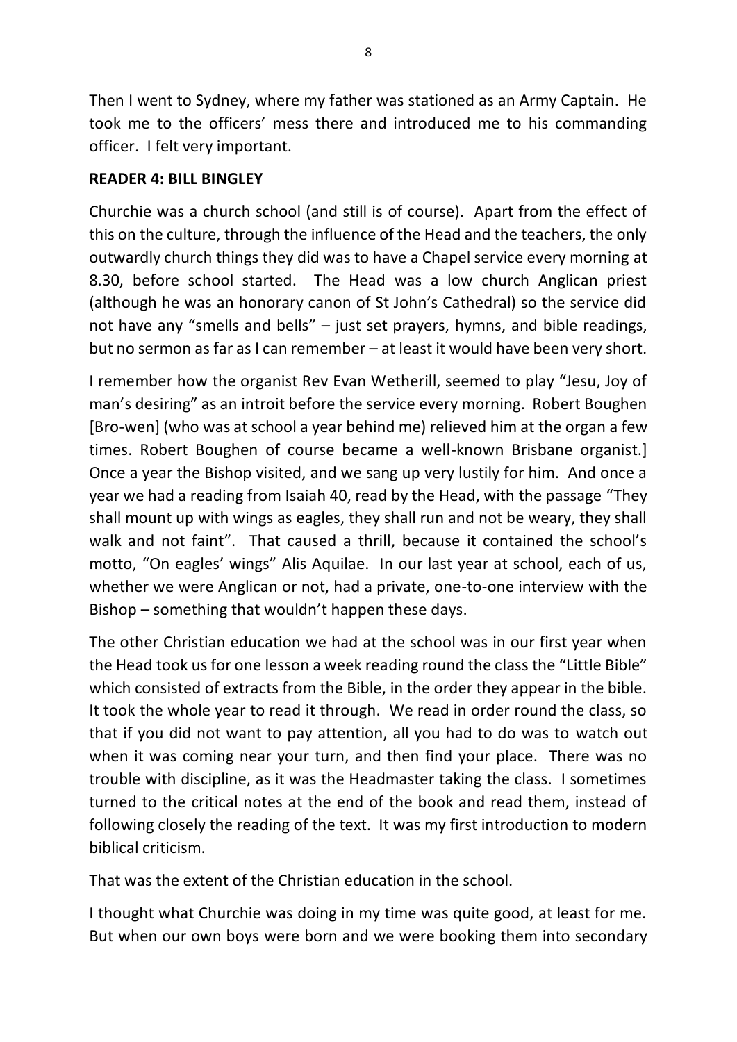Then I went to Sydney, where my father was stationed as an Army Captain. He took me to the officers' mess there and introduced me to his commanding officer. I felt very important.

**READER 4: BILL BINGLEY**

Churchie was a church school (and still is of course). Apart from the effect of this on the culture, through the influence of the Head and the teachers, the only outwardly church things they did was to have a Chapel service every morning at 8.30, before school started. The Head was a low church Anglican priest (although he was an honorary canon of St John's Cathedral) so the service did not have any "smells and bells" – just set prayers, hymns, and bible readings, but no sermon as far as I can remember – at least it would have been very short.

I remember how the organist Rev Evan Wetherill, seemed to play "Jesu, Joy of man's desiring" as an introit before the service every morning. Robert Boughen [Bro-wen] (who was at school a year behind me) relieved him at the organ a few times. Robert Boughen of course became a well-known Brisbane organist.] Once a year the Bishop visited, and we sang up very lustily for him. And once a year we had a reading from Isaiah 40, read by the Head, with the passage "They shall mount up with wings as eagles, they shall run and not be weary, they shall walk and not faint". That caused a thrill, because it contained the school's motto, "On eagles' wings" Alis Aquilae. In our last year at school, each of us, whether we were Anglican or not, had a private, one-to-one interview with the Bishop – something that wouldn't happen these days.

The other Christian education we had at the school was in our first year when the Head took us for one lesson a week reading round the class the "Little Bible" which consisted of extracts from the Bible, in the order they appear in the bible. It took the whole year to read it through. We read in order round the class, so that if you did not want to pay attention, all you had to do was to watch out when it was coming near your turn, and then find your place. There was no trouble with discipline, as it was the Headmaster taking the class. I sometimes turned to the critical notes at the end of the book and read them, instead of following closely the reading of the text. It was my first introduction to modern biblical criticism.

That was the extent of the Christian education in the school.

I thought what Churchie was doing in my time was quite good, at least for me. But when our own boys were born and we were booking them into secondary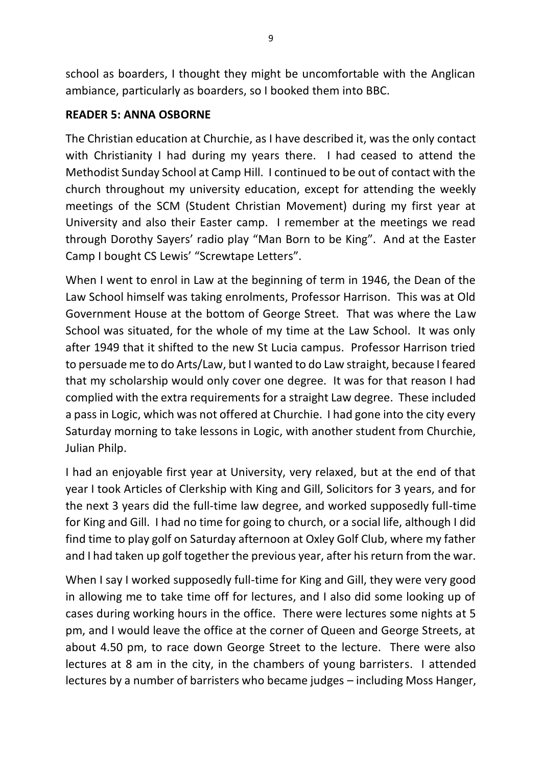school as boarders, I thought they might be uncomfortable with the Anglican ambiance, particularly as boarders, so I booked them into BBC.

**READER 5: ANNA OSBORNE**

The Christian education at Churchie, as I have described it, was the only contact with Christianity I had during my years there. I had ceased to attend the Methodist Sunday School at Camp Hill. I continued to be out of contact with the church throughout my university education, except for attending the weekly meetings of the SCM (Student Christian Movement) during my first year at University and also their Easter camp. I remember at the meetings we read through Dorothy Sayers' radio play "Man Born to be King". And at the Easter Camp I bought CS Lewis' "Screwtape Letters".

When I went to enrol in Law at the beginning of term in 1946, the Dean of the Law School himself was taking enrolments, Professor Harrison. This was at Old Government House at the bottom of George Street. That was where the Law School was situated, for the whole of my time at the Law School. It was only after 1949 that it shifted to the new St Lucia campus. Professor Harrison tried to persuade me to do Arts/Law, but I wanted to do Law straight, because I feared that my scholarship would only cover one degree. It was for that reason I had complied with the extra requirements for a straight Law degree. These included a pass in Logic, which was not offered at Churchie. I had gone into the city every Saturday morning to take lessons in Logic, with another student from Churchie, Julian Philp.

I had an enjoyable first year at University, very relaxed, but at the end of that year I took Articles of Clerkship with King and Gill, Solicitors for 3 years, and for the next 3 years did the full-time law degree, and worked supposedly full-time for King and Gill. I had no time for going to church, or a social life, although I did find time to play golf on Saturday afternoon at Oxley Golf Club, where my father and I had taken up golf together the previous year, after his return from the war.

When I say I worked supposedly full-time for King and Gill, they were very good in allowing me to take time off for lectures, and I also did some looking up of cases during working hours in the office. There were lectures some nights at 5 pm, and I would leave the office at the corner of Queen and George Streets, at about 4.50 pm, to race down George Street to the lecture. There were also lectures at 8 am in the city, in the chambers of young barristers. I attended lectures by a number of barristers who became judges – including Moss Hanger,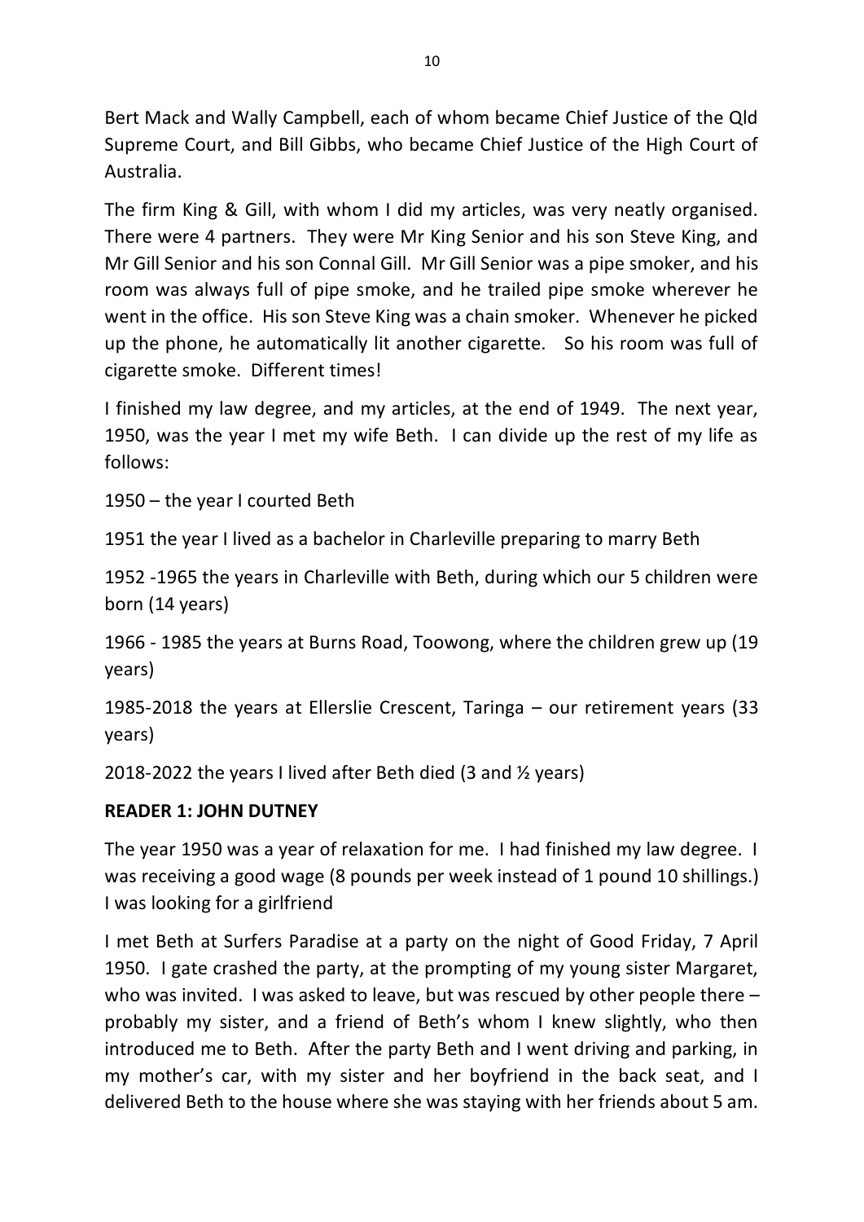Bert Mack and Wally Campbell, each of whom became Chief Justice of the Qld Supreme Court, and Bill Gibbs, who became Chief Justice of the High Court of Australia.

The firm King & Gill, with whom I did my articles, was very neatly organised. There were 4 partners. They were Mr King Senior and his son Steve King, and Mr Gill Senior and his son Connal Gill. Mr Gill Senior was a pipe smoker, and his room was always full of pipe smoke, and he trailed pipe smoke wherever he went in the office. His son Steve King was a chain smoker. Whenever he picked up the phone, he automatically lit another cigarette. So his room was full of cigarette smoke. Different times!

I finished my law degree, and my articles, at the end of 1949. The next year, 1950, was the year I met my wife Beth. I can divide up the rest of my life as follows:

1950 – the year I courted Beth

1951 the year I lived as a bachelor in Charleville preparing to marry Beth

1952 -1965 the years in Charleville with Beth, during which our 5 children were born (14 years)

1966 - 1985 the years at Burns Road, Toowong, where the children grew up (19 years)

1985-2018 the years at Ellerslie Crescent, Taringa – our retirement years (33 years)

2018-2022 the years I lived after Beth died (3 and ½ years)

**READER 1: JOHN DUTNEY**

The year 1950 was a year of relaxation for me. I had finished my law degree. I was receiving a good wage (8 pounds per week instead of 1 pound 10 shillings.) I was looking for a girlfriend

I met Beth at Surfers Paradise at a party on the night of Good Friday, 7 April 1950. I gate crashed the party, at the prompting of my young sister Margaret, who was invited. I was asked to leave, but was rescued by other people there – probably my sister, and a friend of Beth's whom I knew slightly, who then introduced me to Beth. After the party Beth and I went driving and parking, in my mother's car, with my sister and her boyfriend in the back seat, and I delivered Beth to the house where she was staying with her friends about 5 am.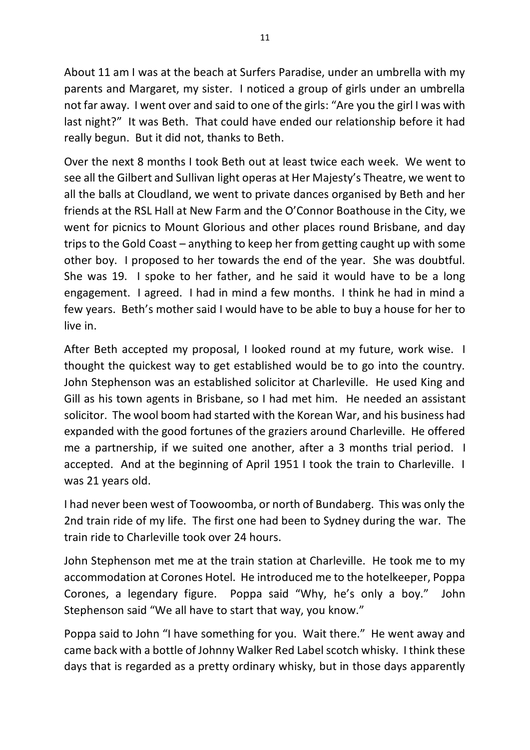About 11 am I was at the beach at Surfers Paradise, under an umbrella with my parents and Margaret, my sister. I noticed a group of girls under an umbrella not far away. I went over and said to one of the girls: "Are you the girl I was with last night?" It was Beth. That could have ended our relationship before it had really begun. But it did not, thanks to Beth.

Over the next 8 months I took Beth out at least twice each week. We went to see all the Gilbert and Sullivan light operas at Her Majesty's Theatre, we went to all the balls at Cloudland, we went to private dances organised by Beth and her friends at the RSL Hall at New Farm and the O'Connor Boathouse in the City, we went for picnics to Mount Glorious and other places round Brisbane, and day trips to the Gold Coast – anything to keep her from getting caught up with some other boy. I proposed to her towards the end of the year. She was doubtful. She was 19. I spoke to her father, and he said it would have to be a long engagement. I agreed. I had in mind a few months. I think he had in mind a few years. Beth's mother said I would have to be able to buy a house for her to live in.

After Beth accepted my proposal, I looked round at my future, work wise. I thought the quickest way to get established would be to go into the country. John Stephenson was an established solicitor at Charleville. He used King and Gill as his town agents in Brisbane, so I had met him. He needed an assistant solicitor. The wool boom had started with the Korean War, and his business had expanded with the good fortunes of the graziers around Charleville. He offered me a partnership, if we suited one another, after a 3 months trial period. I accepted. And at the beginning of April 1951 I took the train to Charleville. I was 21 years old.

I had never been west of Toowoomba, or north of Bundaberg. This was only the 2nd train ride of my life. The first one had been to Sydney during the war. The train ride to Charleville took over 24 hours.

John Stephenson met me at the train station at Charleville. He took me to my accommodation at Corones Hotel. He introduced me to the hotelkeeper, Poppa Corones, a legendary figure. Poppa said "Why, he's only a boy." John Stephenson said "We all have to start that way, you know."

Poppa said to John "I have something for you. Wait there." He went away and came back with a bottle of Johnny Walker Red Label scotch whisky. I think these days that is regarded as a pretty ordinary whisky, but in those days apparently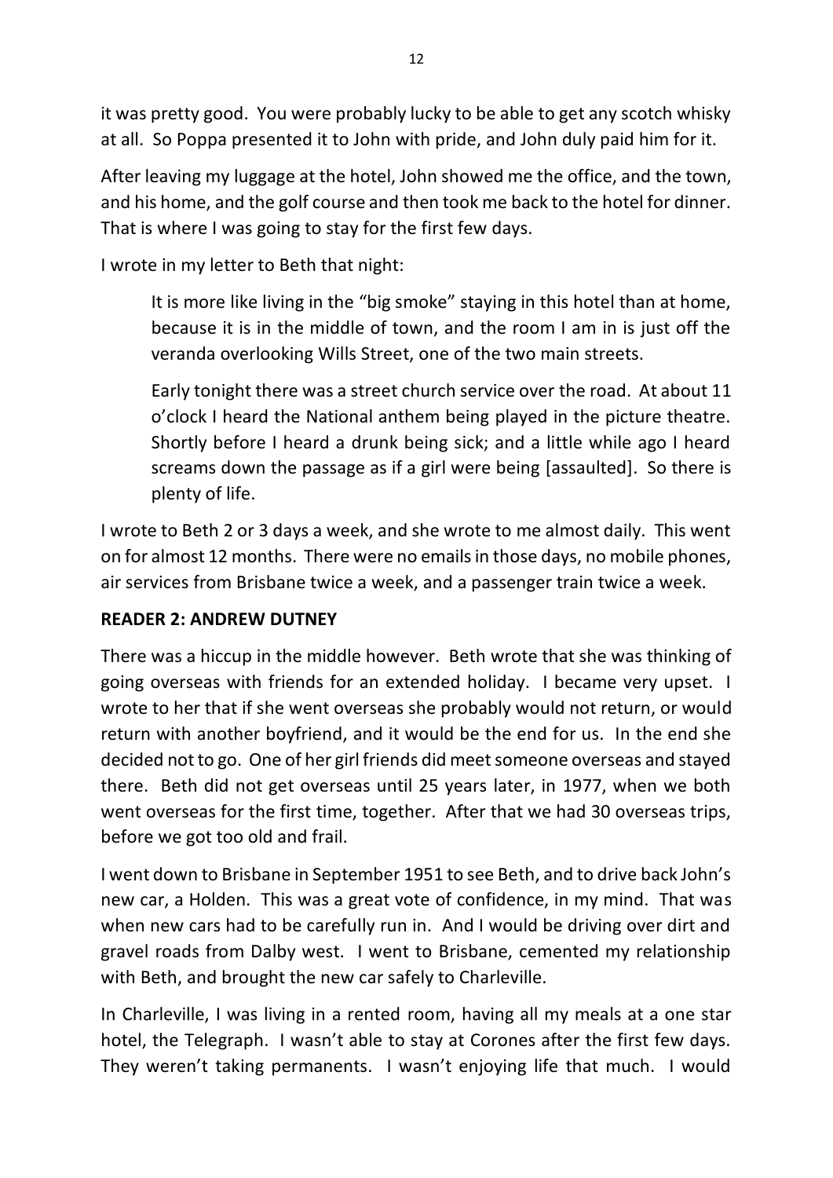it was pretty good. You were probably lucky to be able to get any scotch whisky at all. So Poppa presented it to John with pride, and John duly paid him for it.

After leaving my luggage at the hotel, John showed me the office, and the town, and his home, and the golf course and then took me back to the hotel for dinner. That is where I was going to stay for the first few days.

I wrote in my letter to Beth that night:

> It is more like living in the "big smoke" staying in this hotel than at home, because it is in the middle of town, and the room I am in is just off the veranda overlooking Wills Street, one of the two main streets.
>
> Early tonight there was a street church service over the road. At about 11 o'clock I heard the National anthem being played in the picture theatre. Shortly before I heard a drunk being sick; and a little while ago I heard screams down the passage as if a girl were being [assaulted]. So there is plenty of life.

I wrote to Beth 2 or 3 days a week, and she wrote to me almost daily. This went on for almost 12 months. There were no emails in those days, no mobile phones, air services from Brisbane twice a week, and a passenger train twice a week.

**READER 2: ANDREW DUTNEY**

There was a hiccup in the middle however. Beth wrote that she was thinking of going overseas with friends for an extended holiday. I became very upset. I wrote to her that if she went overseas she probably would not return, or would return with another boyfriend, and it would be the end for us. In the end she decided not to go. One of her girl friends did meet someone overseas and stayed there. Beth did not get overseas until 25 years later, in 1977, when we both went overseas for the first time, together. After that we had 30 overseas trips, before we got too old and frail.

I went down to Brisbane in September 1951 to see Beth, and to drive back John's new car, a Holden. This was a great vote of confidence, in my mind. That was when new cars had to be carefully run in. And I would be driving over dirt and gravel roads from Dalby west. I went to Brisbane, cemented my relationship with Beth, and brought the new car safely to Charleville.

In Charleville, I was living in a rented room, having all my meals at a one star hotel, the Telegraph. I wasn't able to stay at Corones after the first few days. They weren't taking permanents. I wasn't enjoying life that much. I would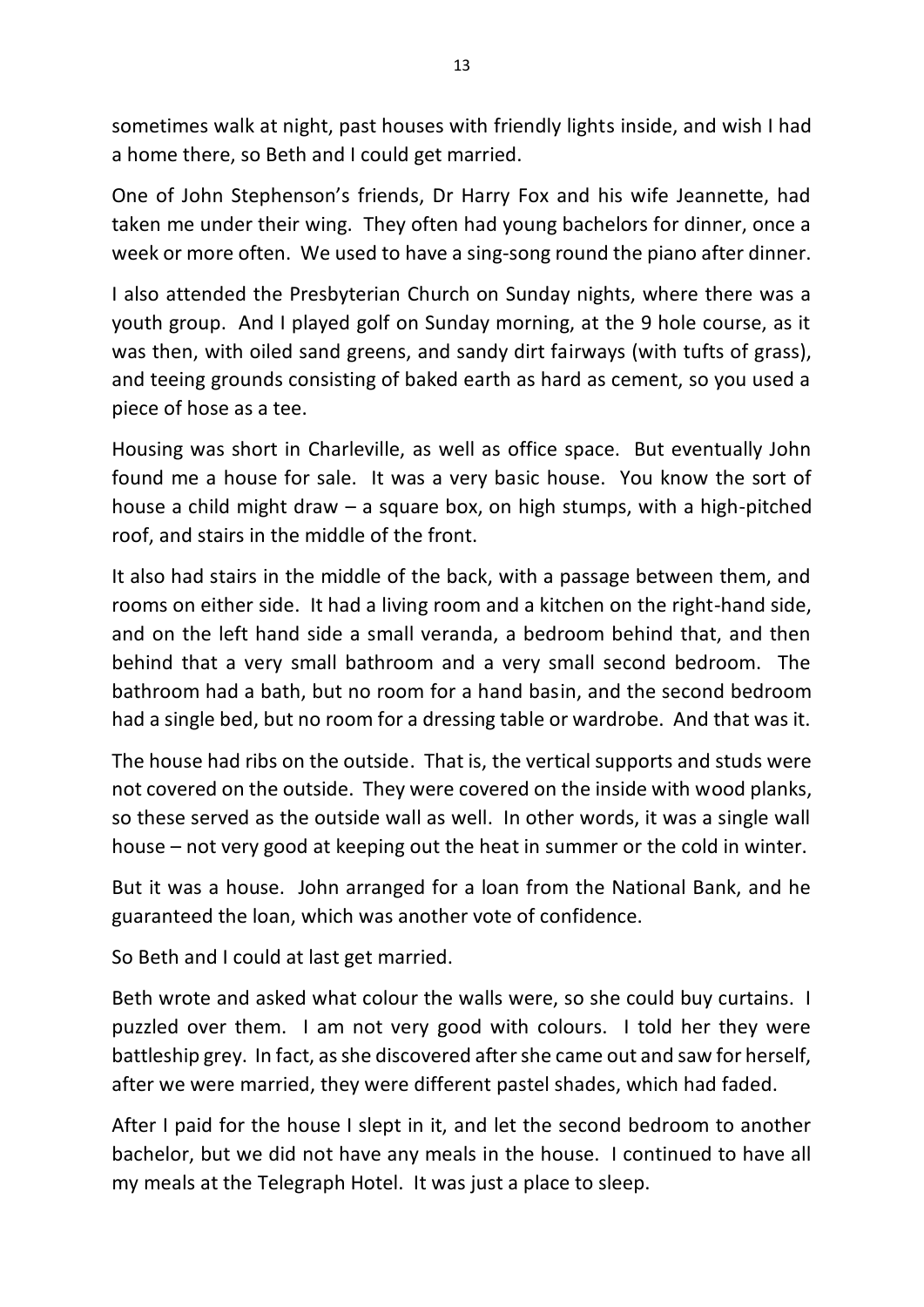sometimes walk at night, past houses with friendly lights inside, and wish I had a home there, so Beth and I could get married.

One of John Stephenson's friends, Dr Harry Fox and his wife Jeannette, had taken me under their wing. They often had young bachelors for dinner, once a week or more often. We used to have a sing-song round the piano after dinner.

I also attended the Presbyterian Church on Sunday nights, where there was a youth group. And I played golf on Sunday morning, at the 9 hole course, as it was then, with oiled sand greens, and sandy dirt fairways (with tufts of grass), and teeing grounds consisting of baked earth as hard as cement, so you used a piece of hose as a tee.

Housing was short in Charleville, as well as office space. But eventually John found me a house for sale. It was a very basic house. You know the sort of house a child might draw – a square box, on high stumps, with a high-pitched roof, and stairs in the middle of the front.

It also had stairs in the middle of the back, with a passage between them, and rooms on either side. It had a living room and a kitchen on the right-hand side, and on the left hand side a small veranda, a bedroom behind that, and then behind that a very small bathroom and a very small second bedroom. The bathroom had a bath, but no room for a hand basin, and the second bedroom had a single bed, but no room for a dressing table or wardrobe. And that was it.

The house had ribs on the outside. That is, the vertical supports and studs were not covered on the outside. They were covered on the inside with wood planks, so these served as the outside wall as well. In other words, it was a single wall house – not very good at keeping out the heat in summer or the cold in winter.

But it was a house. John arranged for a loan from the National Bank, and he guaranteed the loan, which was another vote of confidence.

So Beth and I could at last get married.

Beth wrote and asked what colour the walls were, so she could buy curtains. I puzzled over them. I am not very good with colours. I told her they were battleship grey. In fact, as she discovered after she came out and saw for herself, after we were married, they were different pastel shades, which had faded.

After I paid for the house I slept in it, and let the second bedroom to another bachelor, but we did not have any meals in the house. I continued to have all my meals at the Telegraph Hotel. It was just a place to sleep.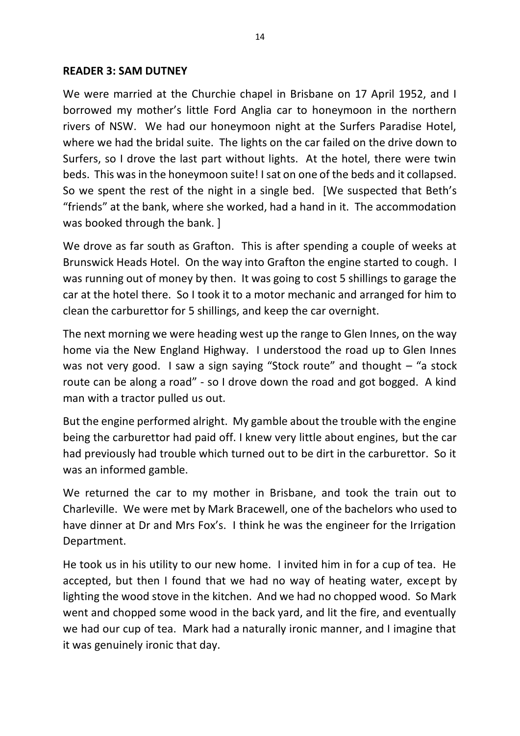**READER 3: SAM DUTNEY**

We were married at the Churchie chapel in Brisbane on 17 April 1952, and I borrowed my mother's little Ford Anglia car to honeymoon in the northern rivers of NSW. We had our honeymoon night at the Surfers Paradise Hotel, where we had the bridal suite. The lights on the car failed on the drive down to Surfers, so I drove the last part without lights. At the hotel, there were twin beds. This was in the honeymoon suite! I sat on one of the beds and it collapsed. So we spent the rest of the night in a single bed. [We suspected that Beth's "friends" at the bank, where she worked, had a hand in it. The accommodation was booked through the bank. ]

We drove as far south as Grafton. This is after spending a couple of weeks at Brunswick Heads Hotel. On the way into Grafton the engine started to cough. I was running out of money by then. It was going to cost 5 shillings to garage the car at the hotel there. So I took it to a motor mechanic and arranged for him to clean the carburettor for 5 shillings, and keep the car overnight.

The next morning we were heading west up the range to Glen Innes, on the way home via the New England Highway. I understood the road up to Glen Innes was not very good. I saw a sign saying "Stock route" and thought – "a stock route can be along a road" - so I drove down the road and got bogged. A kind man with a tractor pulled us out.

But the engine performed alright. My gamble about the trouble with the engine being the carburettor had paid off. I knew very little about engines, but the car had previously had trouble which turned out to be dirt in the carburettor. So it was an informed gamble.

We returned the car to my mother in Brisbane, and took the train out to Charleville. We were met by Mark Bracewell, one of the bachelors who used to have dinner at Dr and Mrs Fox's. I think he was the engineer for the Irrigation Department.

He took us in his utility to our new home. I invited him in for a cup of tea. He accepted, but then I found that we had no way of heating water, except by lighting the wood stove in the kitchen. And we had no chopped wood. So Mark went and chopped some wood in the back yard, and lit the fire, and eventually we had our cup of tea. Mark had a naturally ironic manner, and I imagine that it was genuinely ironic that day.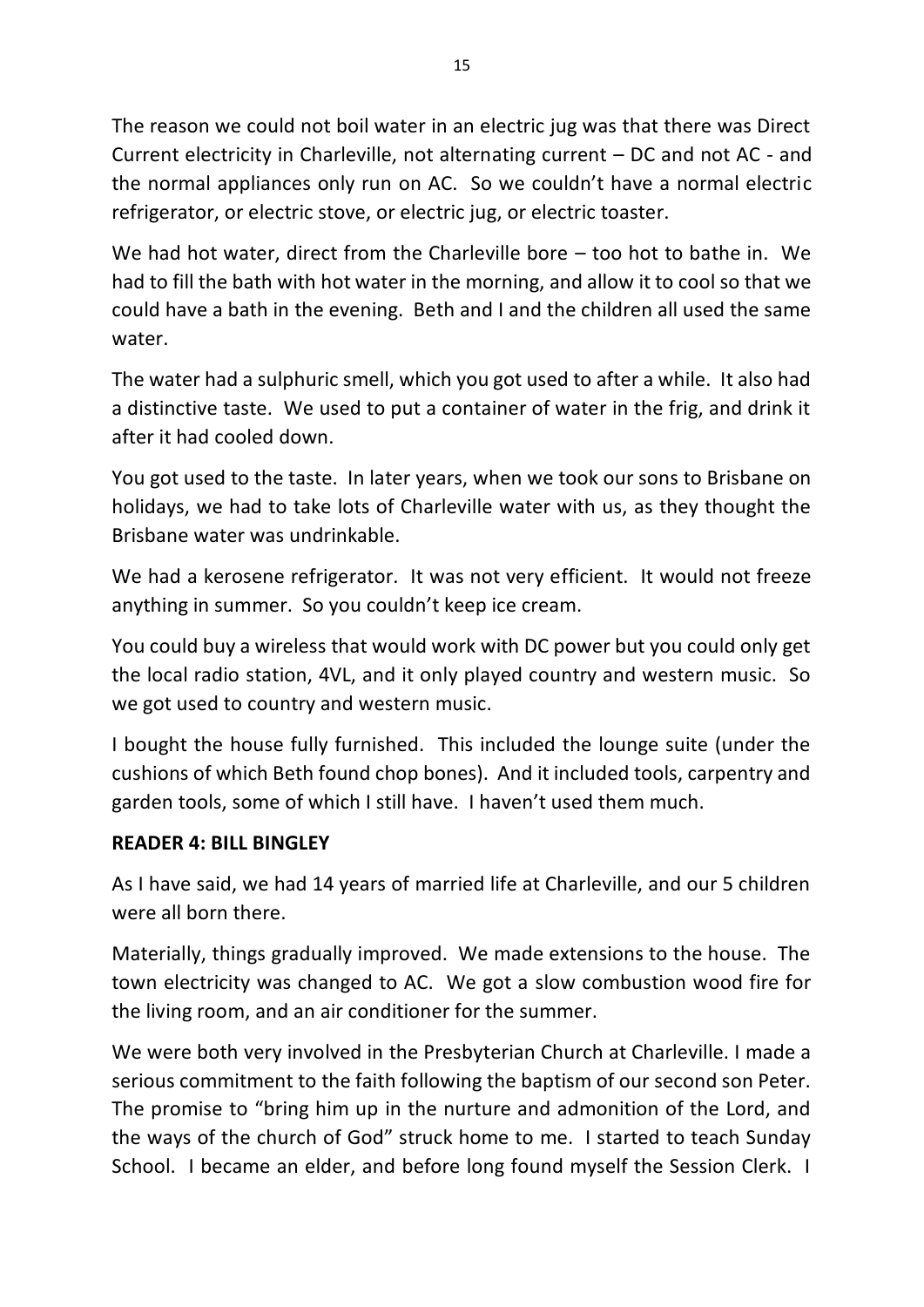The reason we could not boil water in an electric jug was that there was Direct Current electricity in Charleville, not alternating current – DC and not AC - and the normal appliances only run on AC. So we couldn't have a normal electric refrigerator, or electric stove, or electric jug, or electric toaster.

We had hot water, direct from the Charleville bore – too hot to bathe in. We had to fill the bath with hot water in the morning, and allow it to cool so that we could have a bath in the evening. Beth and I and the children all used the same water.

The water had a sulphuric smell, which you got used to after a while. It also had a distinctive taste. We used to put a container of water in the frig, and drink it after it had cooled down.

You got used to the taste. In later years, when we took our sons to Brisbane on holidays, we had to take lots of Charleville water with us, as they thought the Brisbane water was undrinkable.

We had a kerosene refrigerator. It was not very efficient. It would not freeze anything in summer. So you couldn't keep ice cream.

You could buy a wireless that would work with DC power but you could only get the local radio station, 4VL, and it only played country and western music. So we got used to country and western music.

I bought the house fully furnished. This included the lounge suite (under the cushions of which Beth found chop bones). And it included tools, carpentry and garden tools, some of which I still have. I haven't used them much.

**READER 4: BILL BINGLEY**

As I have said, we had 14 years of married life at Charleville, and our 5 children were all born there.

Materially, things gradually improved. We made extensions to the house. The town electricity was changed to AC. We got a slow combustion wood fire for the living room, and an air conditioner for the summer.

We were both very involved in the Presbyterian Church at Charleville. I made a serious commitment to the faith following the baptism of our second son Peter. The promise to "bring him up in the nurture and admonition of the Lord, and the ways of the church of God" struck home to me. I started to teach Sunday School. I became an elder, and before long found myself the Session Clerk. I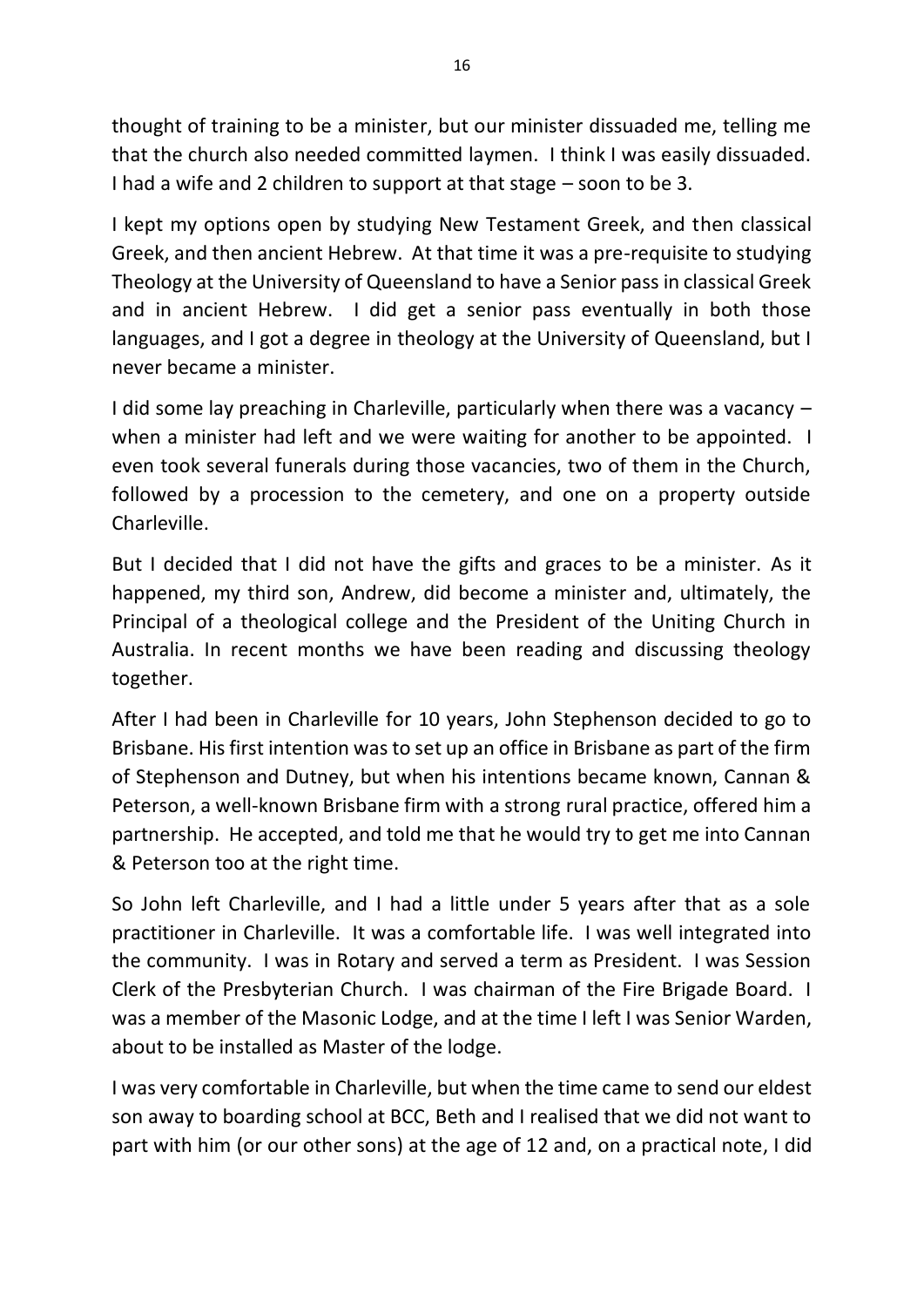thought of training to be a minister, but our minister dissuaded me, telling me that the church also needed committed laymen. I think I was easily dissuaded. I had a wife and 2 children to support at that stage – soon to be 3.

I kept my options open by studying New Testament Greek, and then classical Greek, and then ancient Hebrew. At that time it was a pre-requisite to studying Theology at the University of Queensland to have a Senior pass in classical Greek and in ancient Hebrew. I did get a senior pass eventually in both those languages, and I got a degree in theology at the University of Queensland, but I never became a minister.

I did some lay preaching in Charleville, particularly when there was a vacancy – when a minister had left and we were waiting for another to be appointed. I even took several funerals during those vacancies, two of them in the Church, followed by a procession to the cemetery, and one on a property outside Charleville.

But I decided that I did not have the gifts and graces to be a minister. As it happened, my third son, Andrew, did become a minister and, ultimately, the Principal of a theological college and the President of the Uniting Church in Australia. In recent months we have been reading and discussing theology together.

After I had been in Charleville for 10 years, John Stephenson decided to go to Brisbane. His first intention was to set up an office in Brisbane as part of the firm of Stephenson and Dutney, but when his intentions became known, Cannan & Peterson, a well-known Brisbane firm with a strong rural practice, offered him a partnership. He accepted, and told me that he would try to get me into Cannan & Peterson too at the right time.

So John left Charleville, and I had a little under 5 years after that as a sole practitioner in Charleville. It was a comfortable life. I was well integrated into the community. I was in Rotary and served a term as President. I was Session Clerk of the Presbyterian Church. I was chairman of the Fire Brigade Board. I was a member of the Masonic Lodge, and at the time I left I was Senior Warden, about to be installed as Master of the lodge.

I was very comfortable in Charleville, but when the time came to send our eldest son away to boarding school at BCC, Beth and I realised that we did not want to part with him (or our other sons) at the age of 12 and, on a practical note, I did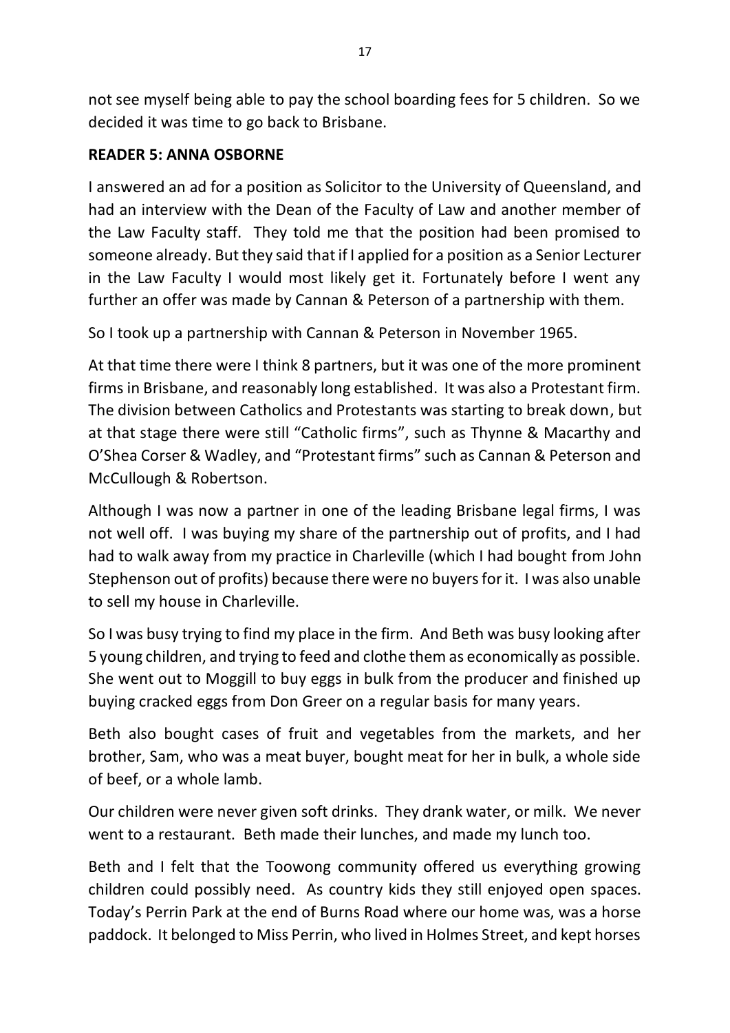not see myself being able to pay the school boarding fees for 5 children. So we decided it was time to go back to Brisbane.

**READER 5: ANNA OSBORNE**

I answered an ad for a position as Solicitor to the University of Queensland, and had an interview with the Dean of the Faculty of Law and another member of the Law Faculty staff. They told me that the position had been promised to someone already. But they said that if I applied for a position as a Senior Lecturer in the Law Faculty I would most likely get it. Fortunately before I went any further an offer was made by Cannan & Peterson of a partnership with them.

So I took up a partnership with Cannan & Peterson in November 1965.

At that time there were I think 8 partners, but it was one of the more prominent firms in Brisbane, and reasonably long established. It was also a Protestant firm. The division between Catholics and Protestants was starting to break down, but at that stage there were still "Catholic firms", such as Thynne & Macarthy and O'Shea Corser & Wadley, and "Protestant firms" such as Cannan & Peterson and McCullough & Robertson.

Although I was now a partner in one of the leading Brisbane legal firms, I was not well off. I was buying my share of the partnership out of profits, and I had had to walk away from my practice in Charleville (which I had bought from John Stephenson out of profits) because there were no buyers for it. I was also unable to sell my house in Charleville.

So I was busy trying to find my place in the firm. And Beth was busy looking after 5 young children, and trying to feed and clothe them as economically as possible. She went out to Moggill to buy eggs in bulk from the producer and finished up buying cracked eggs from Don Greer on a regular basis for many years.

Beth also bought cases of fruit and vegetables from the markets, and her brother, Sam, who was a meat buyer, bought meat for her in bulk, a whole side of beef, or a whole lamb.

Our children were never given soft drinks. They drank water, or milk. We never went to a restaurant. Beth made their lunches, and made my lunch too.

Beth and I felt that the Toowong community offered us everything growing children could possibly need. As country kids they still enjoyed open spaces. Today's Perrin Park at the end of Burns Road where our home was, was a horse paddock. It belonged to Miss Perrin, who lived in Holmes Street, and kept horses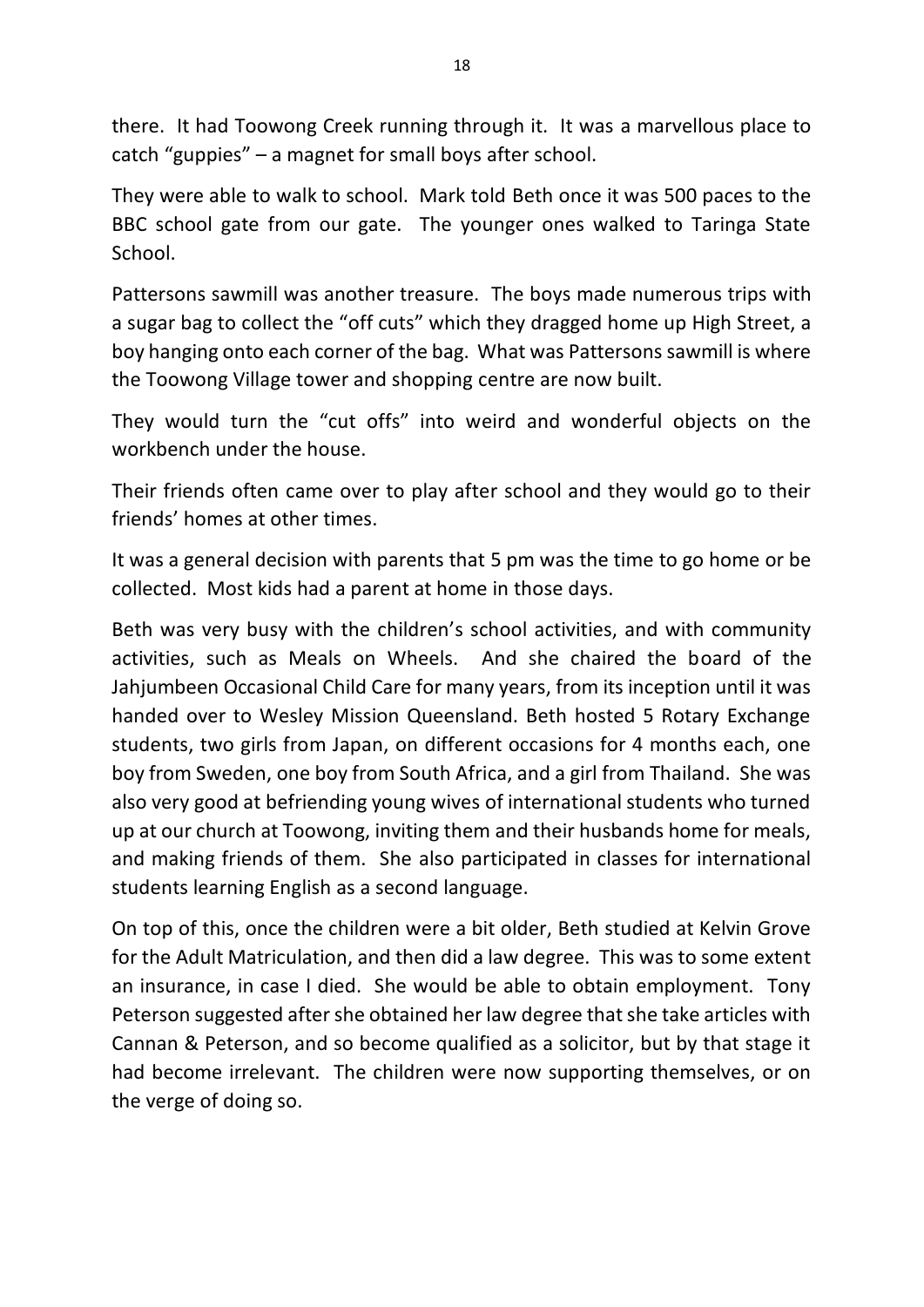there. It had Toowong Creek running through it. It was a marvellous place to catch "guppies" – a magnet for small boys after school.

They were able to walk to school. Mark told Beth once it was 500 paces to the BBC school gate from our gate. The younger ones walked to Taringa State School.

Pattersons sawmill was another treasure. The boys made numerous trips with a sugar bag to collect the "off cuts" which they dragged home up High Street, a boy hanging onto each corner of the bag. What was Pattersons sawmill is where the Toowong Village tower and shopping centre are now built.

They would turn the "cut offs" into weird and wonderful objects on the workbench under the house.

Their friends often came over to play after school and they would go to their friends' homes at other times.

It was a general decision with parents that 5 pm was the time to go home or be collected. Most kids had a parent at home in those days.

Beth was very busy with the children's school activities, and with community activities, such as Meals on Wheels. And she chaired the board of the Jahjumbeen Occasional Child Care for many years, from its inception until it was handed over to Wesley Mission Queensland. Beth hosted 5 Rotary Exchange students, two girls from Japan, on different occasions for 4 months each, one boy from Sweden, one boy from South Africa, and a girl from Thailand. She was also very good at befriending young wives of international students who turned up at our church at Toowong, inviting them and their husbands home for meals, and making friends of them. She also participated in classes for international students learning English as a second language.

On top of this, once the children were a bit older, Beth studied at Kelvin Grove for the Adult Matriculation, and then did a law degree. This was to some extent an insurance, in case I died. She would be able to obtain employment. Tony Peterson suggested after she obtained her law degree that she take articles with Cannan & Peterson, and so become qualified as a solicitor, but by that stage it had become irrelevant. The children were now supporting themselves, or on the verge of doing so.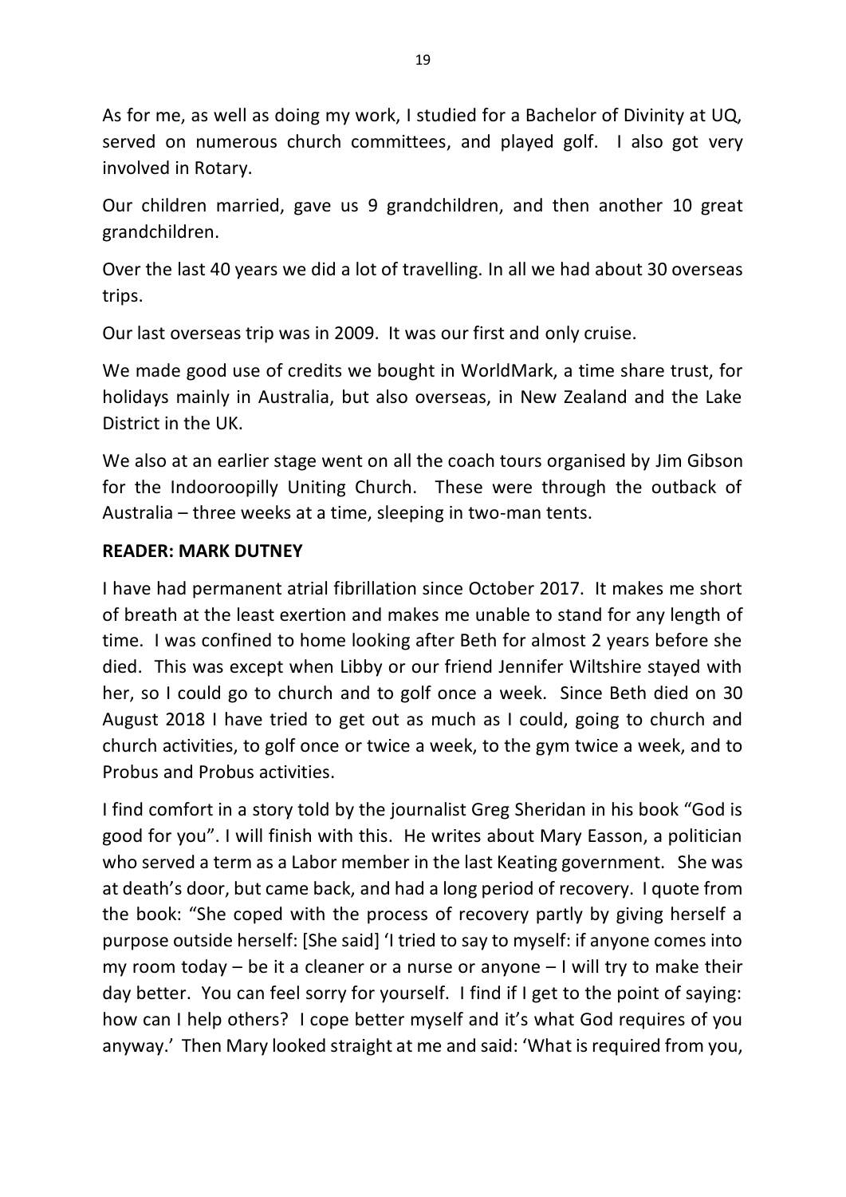As for me, as well as doing my work, I studied for a Bachelor of Divinity at UQ, served on numerous church committees, and played golf. I also got very involved in Rotary.

Our children married, gave us 9 grandchildren, and then another 10 great grandchildren.

Over the last 40 years we did a lot of travelling. In all we had about 30 overseas trips.

Our last overseas trip was in 2009. It was our first and only cruise.

We made good use of credits we bought in WorldMark, a time share trust, for holidays mainly in Australia, but also overseas, in New Zealand and the Lake District in the UK.

We also at an earlier stage went on all the coach tours organised by Jim Gibson for the Indooroopilly Uniting Church. These were through the outback of Australia – three weeks at a time, sleeping in two-man tents.

**READER: MARK DUTNEY**

I have had permanent atrial fibrillation since October 2017. It makes me short of breath at the least exertion and makes me unable to stand for any length of time. I was confined to home looking after Beth for almost 2 years before she died. This was except when Libby or our friend Jennifer Wiltshire stayed with her, so I could go to church and to golf once a week. Since Beth died on 30 August 2018 I have tried to get out as much as I could, going to church and church activities, to golf once or twice a week, to the gym twice a week, and to Probus and Probus activities.

I find comfort in a story told by the journalist Greg Sheridan in his book "God is good for you". I will finish with this. He writes about Mary Easson, a politician who served a term as a Labor member in the last Keating government. She was at death's door, but came back, and had a long period of recovery. I quote from the book: "She coped with the process of recovery partly by giving herself a purpose outside herself: [She said] 'I tried to say to myself: if anyone comes into my room today – be it a cleaner or a nurse or anyone – I will try to make their day better. You can feel sorry for yourself. I find if I get to the point of saying: how can I help others? I cope better myself and it's what God requires of you anyway.' Then Mary looked straight at me and said: 'What is required from you,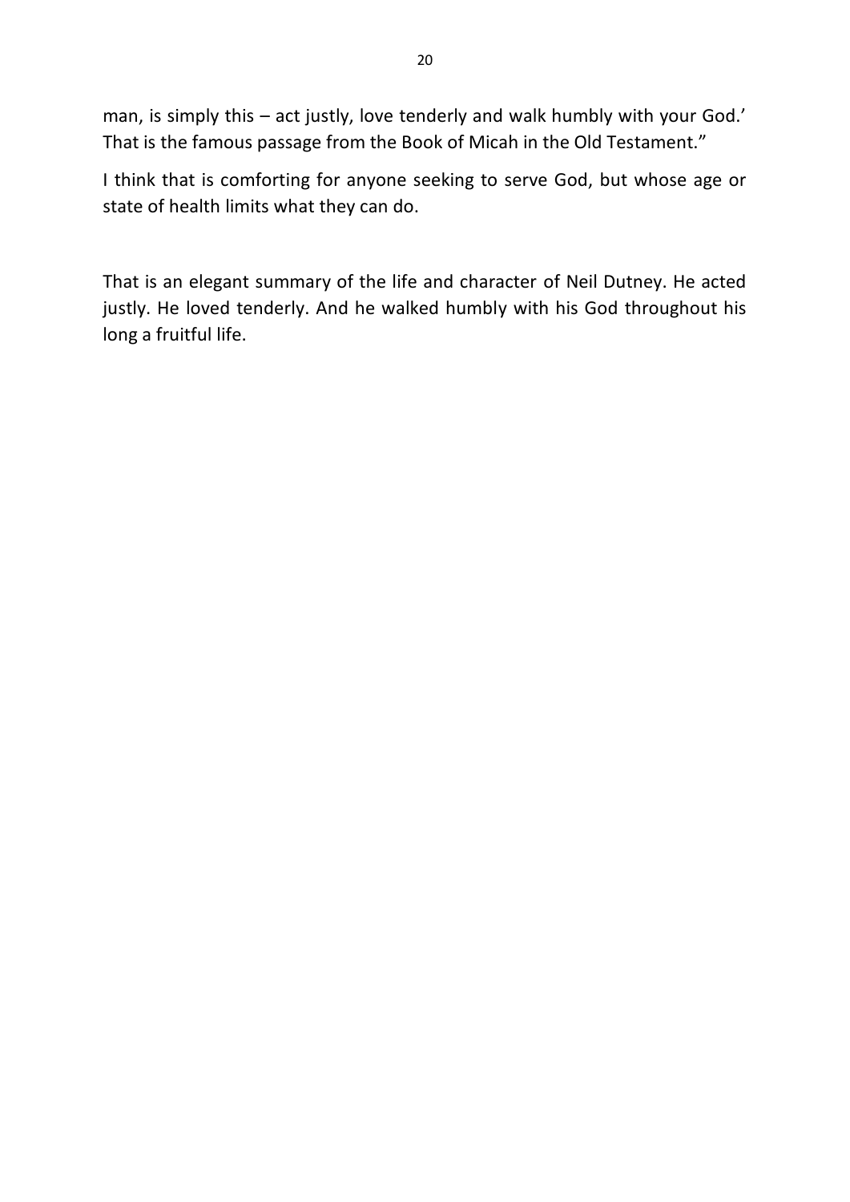man, is simply this – act justly, love tenderly and walk humbly with your God.' That is the famous passage from the Book of Micah in the Old Testament."

I think that is comforting for anyone seeking to serve God, but whose age or state of health limits what they can do.

That is an elegant summary of the life and character of Neil Dutney. He acted justly. He loved tenderly. And he walked humbly with his God throughout his long a fruitful life.